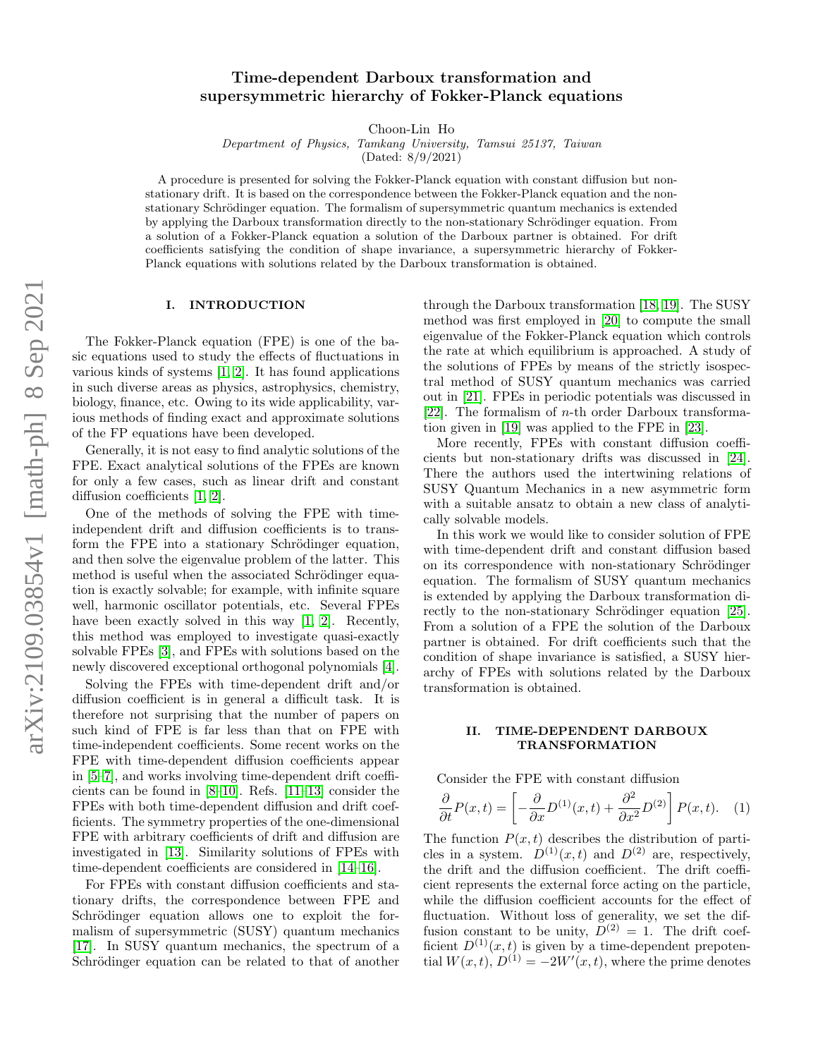# Time-dependent Darboux transformation and supersymmetric hierarchy of Fokker-Planck equations

Choon-Lin Ho

*Department of Physics, Tamkang University, Tamsui 25137, Taiwan*

(Dated: 8/9/2021)

A procedure is presented for solving the Fokker-Planck equation with constant diffusion but non-stationary drift. It is based on the correspondence between the Fokker-Planck equation and the non-stationary Schrödinger equation. The formalism of supersymmetric quantum mechanics is extended by applying the Darboux transformation directly to the non-stationary Schrödinger equation. From a solution of a Fokker-Planck equation a solution of the Darboux partner is obtained. For drift coefficients satisfying the condition of shape invariance, a supersymmetric hierarchy of Fokker-Planck equations with solutions related by the Darboux transformation is obtained.

## I. INTRODUCTION

The Fokker-Planck equation (FPE) is one of the basic equations used to study the effects of fluctuations in various kinds of systems [1, 2]. It has found applications in such diverse areas as physics, astrophysics, chemistry, biology, finance, etc. Owing to its wide applicability, various methods of finding exact and approximate solutions of the FP equations have been developed.

Generally, it is not easy to find analytic solutions of the FPE. Exact analytical solutions of the FPEs are known for only a few cases, such as linear drift and constant diffusion coefficients [1, 2].

One of the methods of solving the FPE with time-independent drift and diffusion coefficients is to transform the FPE into a stationary Schrödinger equation, and then solve the eigenvalue problem of the latter. This method is useful when the associated Schrödinger equation is exactly solvable; for example, with infinite square well, harmonic oscillator potentials, etc. Several FPEs have been exactly solved in this way [1, 2]. Recently, this method was employed to investigate quasi-exactly solvable FPEs [3], and FPEs with solutions based on the newly discovered exceptional orthogonal polynomials [4].

Solving the FPEs with time-dependent drift and/or diffusion coefficient is in general a difficult task. It is therefore not surprising that the number of papers on such kind of FPE is far less than that on FPE with time-independent coefficients. Some recent works on the FPE with time-dependent diffusion coefficients appear in [5–7], and works involving time-dependent drift coefficients can be found in [8–10]. Refs. [11–13] consider the FPEs with both time-dependent diffusion and drift coefficients. The symmetry properties of the one-dimensional FPE with arbitrary coefficients of drift and diffusion are investigated in [13]. Similarity solutions of FPEs with time-dependent coefficients are considered in [14–16].

For FPEs with constant diffusion coefficients and stationary drifts, the correspondence between FPE and Schrödinger equation allows one to exploit the formalism of supersymmetric (SUSY) quantum mechanics [17]. In SUSY quantum mechanics, the spectrum of a Schrödinger equation can be related to that of another through the Darboux transformation [18, 19]. The SUSY method was first employed in [20] to compute the small eigenvalue of the Fokker-Planck equation which controls the rate at which equilibrium is approached. A study of the solutions of FPEs by means of the strictly isospectral method of SUSY quantum mechanics was carried out in [21]. FPEs in periodic potentials was discussed in [22]. The formalism of $n$-th order Darboux transformation given in [19] was applied to the FPE in [23].

More recently, FPEs with constant diffusion coefficients but non-stationary drifts was discussed in [24]. There the authors used the intertwining relations of SUSY Quantum Mechanics in a new asymmetric form with a suitable ansatz to obtain a new class of analytically solvable models.

In this work we would like to consider solution of FPE with time-dependent drift and constant diffusion based on its correspondence with non-stationary Schrödinger equation. The formalism of SUSY quantum mechanics is extended by applying the Darboux transformation directly to the non-stationary Schrödinger equation [25]. From a solution of a FPE the solution of the Darboux partner is obtained. For drift coefficients such that the condition of shape invariance is satisfied, a SUSY hierarchy of FPEs with solutions related by the Darboux transformation is obtained.

## II. TIME-DEPENDENT DARBOUX TRANSFORMATION

Consider the FPE with constant diffusion

$$\frac{\partial}{\partial t}P(x,t) = \left[-\frac{\partial}{\partial x}D^{(1)}(x,t) + \frac{\partial^2}{\partial x^2}D^{(2)}\right]P(x,t). \quad (1)$$

The function $P(x,t)$ describes the distribution of particles in a system. $D^{(1)}(x,t)$ and $D^{(2)}$ are, respectively, the drift and the diffusion coefficient. The drift coefficient represents the external force acting on the particle, while the diffusion coefficient accounts for the effect of fluctuation. Without loss of generality, we set the diffusion constant to be unity, $D^{(2)} = 1$. The drift coefficient $D^{(1)}(x,t)$ is given by a time-dependent prepotential $W(x,t)$, $D^{(1)} = -2W'(x,t)$, where the prime denotes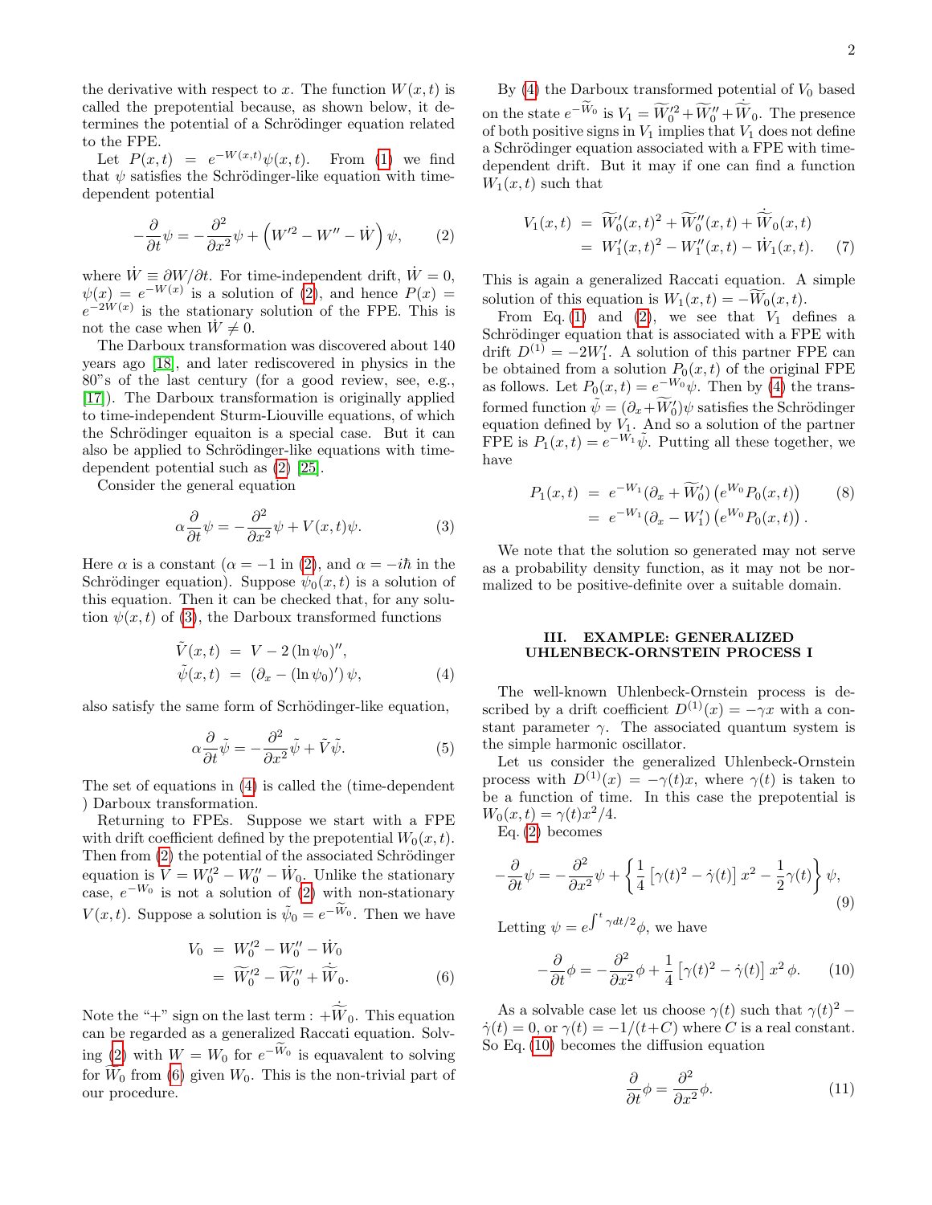the derivative with respect to $x$. The function $W(x,t)$ is called the prepotential because, as shown below, it determines the potential of a Schrödinger equation related to the FPE.

Let $P(x,t) = e^{-W(x,t)}\psi(x,t)$. From (1) we find that $\psi$ satisfies the Schrödinger-like equation with time-dependent potential

$$-\frac{\partial}{\partial t}\psi = -\frac{\partial^2}{\partial x^2}\psi + \left(W'^2 - W'' - \dot{W}\right)\psi, \qquad (2)$$

where $\dot{W} \equiv \partial W/\partial t$. For time-independent drift, $\dot{W}=0$, $\psi(x) = e^{-W(x)}$ is a solution of (2), and hence $P(x) = e^{-2W(x)}$ is the stationary solution of the FPE. This is not the case when $\dot{W} \neq 0$.

The Darboux transformation was discovered about 140 years ago [18], and later rediscovered in physics in the 80"s of the last century (for a good review, see, e.g., [17]). The Darboux transformation is originally applied to time-independent Sturm-Liouville equations, of which the Schrödinger equaiton is a special case. But it can also be applied to Schrödinger-like equations with time-dependent potential such as (2) [25].

Consider the general equation

$$\alpha\frac{\partial}{\partial t}\psi = -\frac{\partial^2}{\partial x^2}\psi + V(x,t)\psi. \qquad (3)$$

Here $\alpha$ is a constant ($\alpha=-1$ in (2), and $\alpha = -i\hbar$ in the Schrödinger equation). Suppose $\psi_0(x,t)$ is a solution of this equation. Then it can be checked that, for any solution $\psi(x,t)$ of (3), the Darboux transformed functions

$$\begin{aligned}
\tilde{V}(x,t) &= V - 2\left(\ln\psi_0\right)'', \\
\tilde{\psi}(x,t) &= \left(\partial_x - (\ln\psi_0)'\right)\psi,
\end{aligned} \qquad (4)$$

also satisfy the same form of Scrhödinger-like equation,

$$\alpha\frac{\partial}{\partial t}\tilde{\psi} = -\frac{\partial^2}{\partial x^2}\tilde{\psi} + \tilde{V}\tilde{\psi}. \qquad (5)$$

The set of equations in (4) is called the (time-dependent ) Darboux transformation.

Returning to FPEs. Suppose we start with a FPE with drift coefficient defined by the prepotential $W_0(x,t)$. Then from (2) the potential of the associated Schrödinger equation is $V = W_0'^2 - W_0'' - \dot{W}_0$. Unlike the stationary case, $e^{-W_0}$ is not a solution of (2) with non-stationary $V(x,t)$. Suppose a solution is $\tilde{\psi}_0 = e^{-\widetilde{W}_0}$. Then we have

$$\begin{aligned}
V_0 &= W_0'^2 - W_0'' - \dot{W}_0 \\
&= \widetilde{W}_0'^2 - \widetilde{W}_0'' + \dot{\widetilde{W}}_0.
\end{aligned} \qquad (6)$$

Note the "+" sign on the last term : $+\dot{\widetilde{W}}_0$. This equation can be regarded as a generalized Raccati equation. Solving (2) with $W=W_0$ for $e^{-\widetilde{W}_0}$ is equavalent to solving for $\widetilde{W}_0$ from (6) given $W_0$. This is the non-trivial part of our procedure.

By (4) the Darboux transformed potential of $V_0$ based on the state $e^{-\widetilde{W}_0}$ is $V_1 = \widetilde{W}_0'^2 + \widetilde{W}_0'' + \dot{\widetilde{W}}_0$. The presence of both positive signs in $V_1$ implies that $V_1$ does not define a Schrödinger equation associated with a FPE with time-dependent drift. But it may if one can find a function $W_1(x,t)$ such that

$$\begin{aligned}
V_1(x,t) &= \widetilde{W}_0'(x,t)^2 + \widetilde{W}_0''(x,t) + \dot{\widetilde{W}}_0(x,t) \\
&= W_1'(x,t)^2 - W_1''(x,t) - \dot{W}_1(x,t).
\end{aligned} \qquad (7)$$

This is again a generalized Raccati equation. A simple solution of this equation is $W_1(x,t) = -\widetilde{W}_0(x,t)$.

From Eq. (1) and (2), we see that $V_1$ defines a Schrödinger equation that is associated with a FPE with drift $D^{(1)} = -2W_1'$. A solution of this partner FPE can be obtained from a solution $P_0(x,t)$ of the original FPE as follows. Let $P_0(x,t) = e^{-W_0}\psi$. Then by (4) the transformed function $\tilde{\psi} = (\partial_x + \widetilde{W}_0')\psi$ satisfies the Schrödinger equation defined by $V_1$. And so a solution of the partner FPE is $P_1(x,t) = e^{-W_1}\tilde{\psi}$. Putting all these together, we have

$$\begin{aligned}
P_1(x,t) &= e^{-W_1}(\partial_x + \widetilde{W}_0')\left(e^{W_0}P_0(x,t)\right) \qquad (8)\\
&= e^{-W_1}(\partial_x - W_1')\left(e^{W_0}P_0(x,t)\right).
\end{aligned}$$

We note that the solution so generated may not serve as a probability density function, as it may not be normalized to be positive-definite over a suitable domain.

## III. EXAMPLE: GENERALIZED UHLENBECK-ORNSTEIN PROCESS I

The well-known Uhlenbeck-Ornstein process is described by a drift coefficient $D^{(1)}(x) = -\gamma x$ with a constant parameter $\gamma$. The associated quantum system is the simple harmonic oscillator.

Let us consider the generalized Uhlenbeck-Ornstein process with $D^{(1)}(x) = -\gamma(t)x$, where $\gamma(t)$ is taken to be a function of time. In this case the prepotential is $W_0(x,t) = \gamma(t)x^2/4$.

Eq. (2) becomes

$$-\frac{\partial}{\partial t}\psi = -\frac{\partial^2}{\partial x^2}\psi + \left\{\frac{1}{4}\left[\gamma(t)^2 - \dot{\gamma}(t)\right]x^2 - \frac{1}{2}\gamma(t)\right\}\psi, \qquad (9)$$

Letting $\psi = e^{\int^t \gamma dt/2}\phi$, we have

$$-\frac{\partial}{\partial t}\phi = -\frac{\partial^2}{\partial x^2}\phi + \frac{1}{4}\left[\gamma(t)^2 - \dot{\gamma}(t)\right]x^2\,\phi. \qquad (10)$$

As a solvable case let us choose $\gamma(t)$ such that $\gamma(t)^2 - \dot{\gamma}(t) = 0$, or $\gamma(t) = -1/(t+C)$ where $C$ is a real constant. So Eq. (10) becomes the diffusion equation

$$\frac{\partial}{\partial t}\phi = \frac{\partial^2}{\partial x^2}\phi. \qquad (11)$$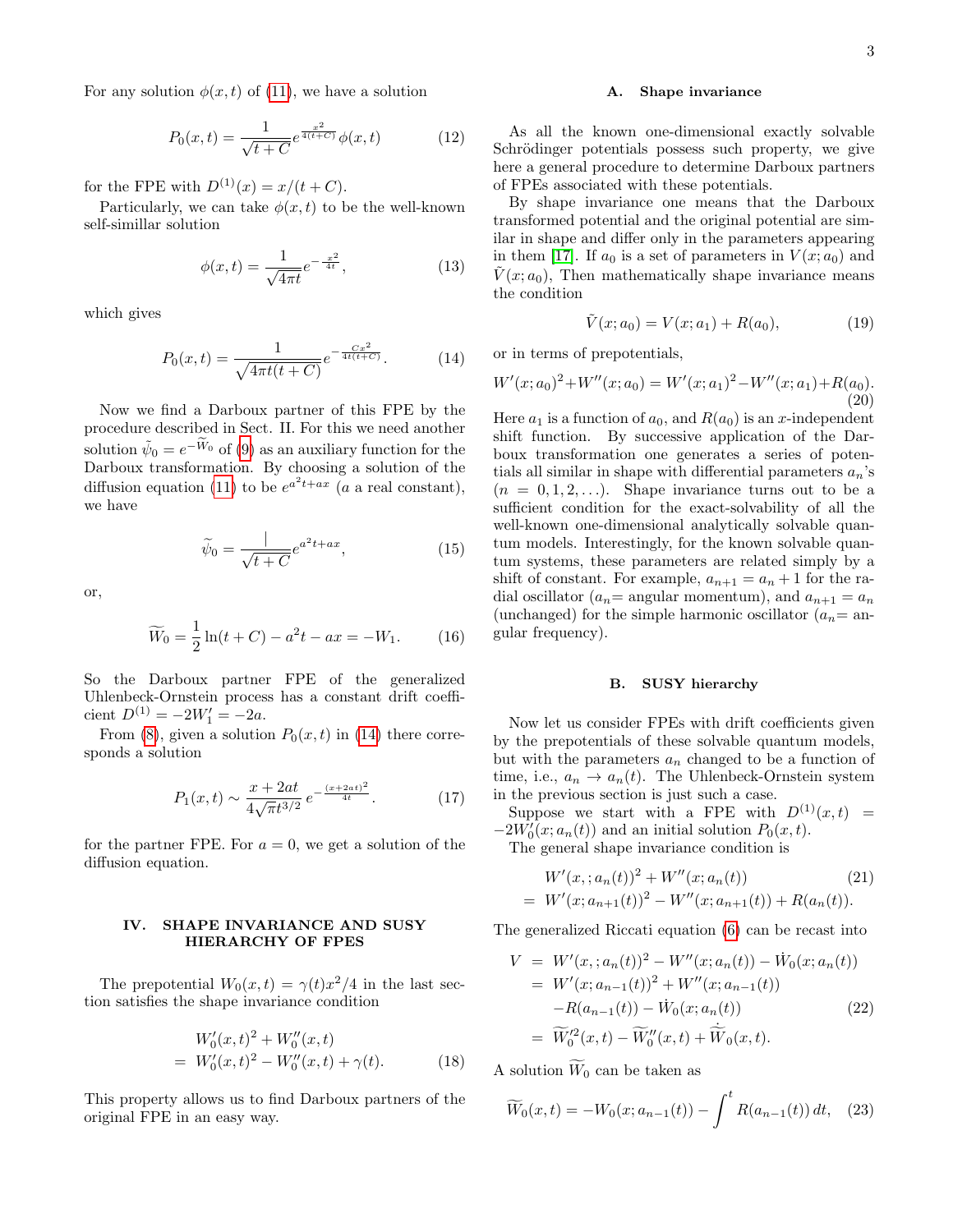For any solution $\phi(x,t)$ of (11), we have a solution

$$P_0(x,t) = \frac{1}{\sqrt{t+C}} e^{\frac{x^2}{4(t+C)}} \phi(x,t) \tag{12}$$

for the FPE with $D^{(1)}(x) = x/(t+C)$.

Particularly, we can take $\phi(x,t)$ to be the well-known self-simillar solution

$$\phi(x,t) = \frac{1}{\sqrt{4\pi t}} e^{-\frac{x^2}{4t}}, \tag{13}$$

which gives

$$P_0(x,t) = \frac{1}{\sqrt{4\pi t(t+C)}} e^{-\frac{Cx^2}{4t(t+C)}}. \tag{14}$$

Now we find a Darboux partner of this FPE by the procedure described in Sect. II. For this we need another solution $\tilde{\psi}_0 = e^{-\widetilde{W}_0}$ of (9) as an auxiliary function for the Darboux transformation. By choosing a solution of the diffusion equation (11) to be $e^{a^2t+ax}$ ($a$ a real constant), we have

$$\widetilde{\psi}_0 = \frac{|}{\sqrt{t+C}} e^{a^2t+ax}, \tag{15}$$

or,

$$\widetilde{W}_0 = \frac{1}{2}\ln(t+C) - a^2t - ax = -W_1. \tag{16}$$

So the Darboux partner FPE of the generalized Uhlenbeck-Ornstein process has a constant drift coefficient $D^{(1)} = -2W_1' = -2a$.

From (8), given a solution $P_0(x,t)$ in (14) there corresponds a solution

$$P_1(x,t) \sim \frac{x+2at}{4\sqrt{\pi}t^{3/2}}\, e^{-\frac{(x+2at)^2}{4t}}. \tag{17}$$

for the partner FPE. For $a=0$, we get a solution of the diffusion equation.

## IV. SHAPE INVARIANCE AND SUSY HIERARCHY OF FPES

The prepotential $W_0(x,t) = \gamma(t)x^2/4$ in the last section satisfies the shape invariance condition

$$\begin{aligned} & W_0'(x,t)^2 + W_0''(x,t) \\ = \; & W_0'(x,t)^2 - W_0''(x,t) + \gamma(t). \end{aligned} \tag{18}$$

This property allows us to find Darboux partners of the original FPE in an easy way.

### A. Shape invariance

As all the known one-dimensional exactly solvable Schrödinger potentials possess such property, we give here a general procedure to determine Darboux partners of FPEs associated with these potentials.

By shape invariance one means that the Darboux transformed potential and the original potential are similar in shape and differ only in the parameters appearing in them [17]. If $a_0$ is a set of parameters in $V(x;a_0)$ and $\tilde{V}(x;a_0)$, Then mathematically shape invariance means the condition

$$\tilde{V}(x;a_0) = V(x;a_1) + R(a_0), \tag{19}$$

or in terms of prepotentials,

$$W'(x;a_0)^2 + W''(x;a_0) = W'(x;a_1)^2 - W''(x;a_1) + R(a_0). \tag{20}$$

Here $a_1$ is a function of $a_0$, and $R(a_0)$ is an $x$-independent shift function. By successive application of the Darboux transformation one generates a series of potentials all similar in shape with differential parameters $a_n$'s ($n = 0,1,2,\ldots$). Shape invariance turns out to be a sufficient condition for the exact-solvability of all the well-known one-dimensional analytically solvable quantum models. Interestingly, for the known solvable quantum systems, these parameters are related simply by a shift of constant. For example, $a_{n+1} = a_n + 1$ for the radial oscillator ($a_n$= angular momentum), and $a_{n+1} = a_n$ (unchanged) for the simple harmonic oscillator ($a_n$= angular frequency).

### B. SUSY hierarchy

Now let us consider FPEs with drift coefficients given by the prepotentials of these solvable quantum models, but with the parameters $a_n$ changed to be a function of time, i.e., $a_n \to a_n(t)$. The Uhlenbeck-Ornstein system in the previous section is just such a case.

Suppose we start with a FPE with $D^{(1)}(x,t) = -2W_0'(x;a_n(t))$ and an initial solution $P_0(x,t)$.

The general shape invariance condition is

$$\begin{aligned} & W'(x,;a_n(t))^2 + W''(x;a_n(t)) \\ = \; & W'(x;a_{n+1}(t))^2 - W''(x;a_{n+1}(t)) + R(a_n(t)). \end{aligned} \tag{21}$$

The generalized Riccati equation (6) can be recast into

$$\begin{aligned} V \; = \; & W'(x,;a_n(t))^2 - W''(x;a_n(t)) - \dot{W}_0(x;a_n(t)) \\ = \; & W'(x;a_{n-1}(t))^2 + W''(x;a_{n-1}(t)) \\ & - R(a_{n-1}(t)) - \dot{W}_0(x;a_n(t)) \\ = \; & \widetilde{W}_0'^2(x,t) - \widetilde{W}_0''(x,t) + \dot{\widetilde{W}}_0(x,t). \end{aligned} \tag{22}$$

A solution $\widetilde{W}_0$ can be taken as

$$\widetilde{W}_0(x,t) = -W_0(x;a_{n-1}(t)) - \int^t R(a_{n-1}(t))\,dt, \tag{23}$$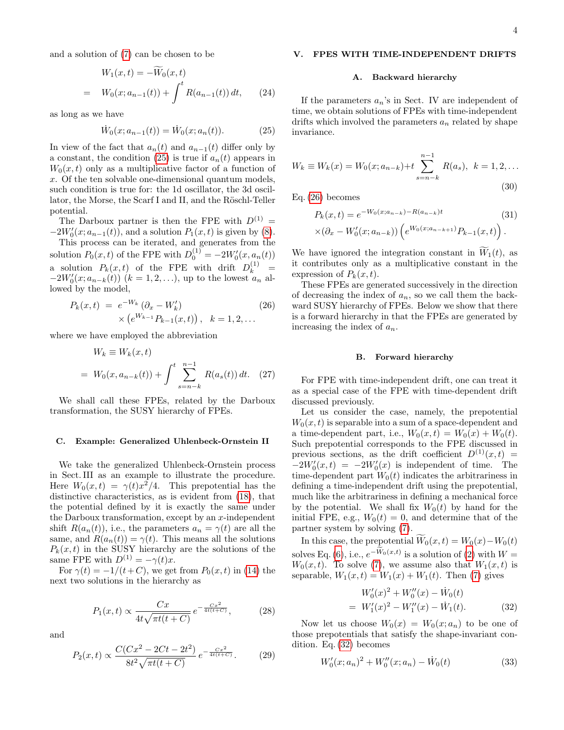and a solution of (7) can be chosen to be

$$
\begin{aligned}
W_1(x,t) &= -\widetilde{W}_0(x,t) \\
&= W_0(x;a_{n-1}(t)) + \int^t R(a_{n-1}(t))\,dt, \qquad (24)
\end{aligned}
$$

as long as we have

$$
\dot{W}_0(x;a_{n-1}(t)) = \dot{W}_0(x;a_n(t)). \qquad (25)
$$

In view of the fact that $a_n(t)$ and $a_{n-1}(t)$ differ only by a constant, the condition (25) is true if $a_n(t)$ appears in $W_0(x,t)$ only as a multiplicative factor of a function of $x$. Of the ten solvable one-dimensional quantum models, such condition is true for: the 1d oscillator, the 3d oscillator, the Morse, the Scarf I and II, and the Röschl-Teller potential.

The Darboux partner is then the FPE with $D^{(1)} = -2W_0'(x;a_{n-1}(t))$, and a solution $P_1(x,t)$ is given by (8).

This process can be iterated, and generates from the solution $P_0(x,t)$ of the FPE with $D_0^{(1)} = -2W_0'(x,a_n(t))$ a solution $P_k(x,t)$ of the FPE with drift $D_k^{(1)} = -2W_0'(x;a_{n-k}(t))$ $(k=1,2,\ldots)$, up to the lowest $a_n$ allowed by the model,

$$
\begin{aligned}
P_k(x,t) &= e^{-W_k}\left(\partial_x - W_k'\right) \qquad (26)\\
&\quad\times\left(e^{W_{k-1}}P_{k-1}(x,t)\right), \quad k=1,2,\ldots
\end{aligned}
$$

where we have employed the abbreviation

$$
\begin{aligned}
W_k &\equiv W_k(x,t) \\
&= W_0(x,a_{n-k}(t)) + \int^t \sum_{s=n-k}^{n-1} R(a_s(t))\,dt. \quad (27)
\end{aligned}
$$

We shall call these FPEs, related by the Darboux transformation, the SUSY hierarchy of FPEs.

### C. Example: Generalized Uhlenbeck-Ornstein II

We take the generalized Uhlenbeck-Ornstein process in Sect. III as an example to illustrate the procedure. Here $W_0(x,t) = \gamma(t)x^2/4$. This prepotential has the distinctive characteristics, as is evident from (18), that the potential defined by it is exactly the same under the Darboux transformation, except by an $x$-independent shift $R(a_n(t))$, i.e., the parameters $a_n = \gamma(t)$ are all the same, and $R(a_n(t)) = \gamma(t)$. This means all the solutions $P_k(x,t)$ in the SUSY hierarchy are the solutions of the same FPE with $D^{(1)} = -\gamma(t)x$.

For $\gamma(t) = -1/(t+C)$, we get from $P_0(x,t)$ in (14) the next two solutions in the hierarchy as

$$
P_1(x,t) \propto \frac{Cx}{4t\sqrt{\pi t(t+C)}}\, e^{-\frac{Cx^2}{4t(t+C)}}, \qquad (28)
$$

and

$$
P_2(x,t) \propto \frac{C(Cx^2 - 2Ct - 2t^2)}{8t^2\sqrt{\pi t(t+C)}}\, e^{-\frac{Cx^2}{4t(t+C)}}. \qquad (29)
$$

## V. FPES WITH TIME-INDEPENDENT DRIFTS

### A. Backward hierarchy

If the parameters $a_n$'s in Sect. IV are independent of time, we obtain solutions of FPEs with time-independent drifts which involved the parameters $a_n$ related by shape invariance.

$$
W_k \equiv W_k(x) = W_0(x;a_{n-k}) + t\sum_{s=n-k}^{n-1} R(a_s), \quad k=1,2,\ldots \qquad (30)
$$

Eq. (26) becomes

$$
\begin{aligned}
P_k(x,t) &= e^{-W_0(x;a_{n-k}) - R(a_{n-k})t} \qquad (31)\\
&\times\left(\partial_x - W_0'(x;a_{n-k})\right)\left(e^{W_0(x;a_{n-k+1})}P_{k-1}(x,t)\right).
\end{aligned}
$$

We have ignored the integration constant in $\widetilde{W}_1(t)$, as it contributes only as a multiplicative constant in the expression of $P_k(x,t)$.

These FPEs are generated successively in the direction of decreasing the index of $a_n$, so we call them the backward SUSY hierarchy of FPEs. Below we show that there is a forward hierarchy in that the FPEs are generated by increasing the index of $a_n$.

### B. Forward hierarchy

For FPE with time-independent drift, one can treat it as a special case of the FPE with time-dependent drift discussed previously.

Let us consider the case, namely, the prepotential $W_0(x,t)$ is separable into a sum of a space-dependent and a time-dependent part, i.e., $W_0(x,t) = W_0(x) + W_0(t)$. Such prepotential corresponds to the FPE discussed in previous sections, as the drift coefficient $D^{(1)}(x,t) = -2W_0'(x,t) = -2W_0'(x)$ is independent of time. The time-dependent part $W_0(t)$ indicates the arbitrariness in defining a time-independent drift using the prepotential, much like the arbitrariness in defining a mechanical force by the potential. We shall fix $W_0(t)$ by hand for the initial FPE, e.g., $W_0(t) = 0$, and determine that of the partner system by solving (7).

In this case, the prepotential $\widetilde{W}_0(x,t) = W_0(x) - W_0(t)$ solves Eq. (6), i.e., $e^{-\widetilde{W}_0(x,t)}$ is a solution of (2) with $W = W_0(x,t)$. To solve (7), we assume also that $W_1(x,t)$ is separable, $W_1(x,t) = W_1(x) + W_1(t)$. Then (7) gives

$$
\begin{aligned}
&W_0'(x)^2 + W_0''(x) - \dot{W}_0(t) \\
&= W_1'(x)^2 - W_1''(x) - \dot{W}_1(t). \qquad (32)
\end{aligned}
$$

Now let us choose $W_0(x) = W_0(x;a_n)$ to be one of those prepotentials that satisfy the shape-invariant condition. Eq. (32) becomes

$$
W_0'(x;a_n)^2 + W_0''(x;a_n) - \dot{W}_0(t) \qquad (33)
$$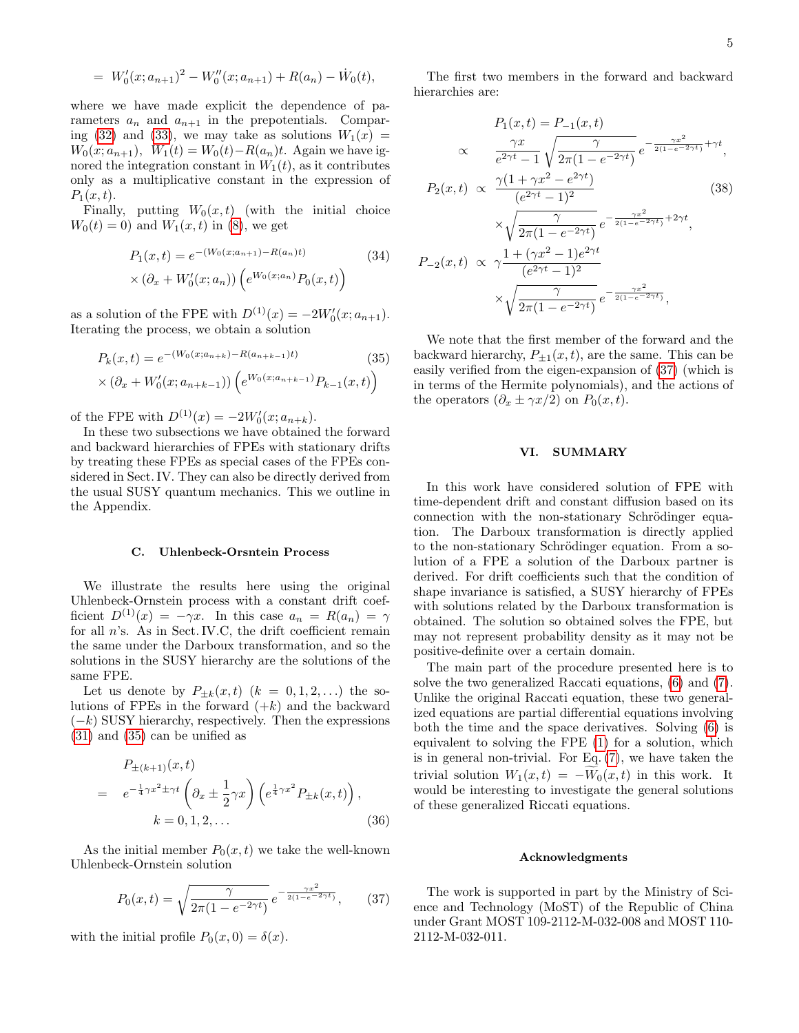$$= W_0'(x;a_{n+1})^2 - W_0''(x;a_{n+1}) + R(a_n) - \dot{W}_0(t),$$

where we have made explicit the dependence of parameters $a_n$ and $a_{n+1}$ in the prepotentials. Comparing (32) and (33), we may take as solutions $W_1(x) = W_0(x;a_{n+1})$, $W_1(t) = W_0(t) - R(a_n)t$. Again we have ignored the integration constant in $W_1(t)$, as it contributes only as a multiplicative constant in the expression of $P_1(x,t)$.

Finally, putting $W_0(x,t)$ (with the initial choice $W_0(t)=0$) and $W_1(x,t)$ in (8), we get

$$P_1(x,t) = e^{-(W_0(x;a_{n+1}) - R(a_n)t)} \times \left(\partial_x + W_0'(x;a_n)\right)\left(e^{W_0(x;a_n)}P_0(x,t)\right) \tag{34}$$

as a solution of the FPE with $D^{(1)}(x) = -2W_0'(x;a_{n+1})$. Iterating the process, we obtain a solution

$$P_k(x,t) = e^{-(W_0(x;a_{n+k}) - R(a_{n+k-1})t)} \times \left(\partial_x + W_0'(x;a_{n+k-1})\right)\left(e^{W_0(x;a_{n+k-1})}P_{k-1}(x,t)\right) \tag{35}$$

of the FPE with $D^{(1)}(x) = -2W_0'(x;a_{n+k})$.

In these two subsections we have obtained the forward and backward hierarchies of FPEs with stationary drifts by treating these FPEs as special cases of the FPEs considered in Sect. IV. They can also be directly derived from the usual SUSY quantum mechanics. This we outline in the Appendix.

### C. Uhlenbeck-Orsntein Process

We illustrate the results here using the original Uhlenbeck-Ornstein process with a constant drift coefficient $D^{(1)}(x) = -\gamma x$. In this case $a_n = R(a_n) = \gamma$ for all $n$'s. As in Sect. IV.C, the drift coefficient remain the same under the Darboux transformation, and so the solutions in the SUSY hierarchy are the solutions of the same FPE.

Let us denote by $P_{\pm k}(x,t)$ $(k=0,1,2,\ldots)$ the solutions of FPEs in the forward $(+k)$ and the backward $(-k)$ SUSY hierarchy, respectively. Then the expressions (31) and (35) can be unified as

$$\begin{aligned} &P_{\pm(k+1)}(x,t) \\ =\;& e^{-\frac{1}{4}\gamma x^2 \pm \gamma t}\left(\partial_x \pm \frac{1}{2}\gamma x\right)\left(e^{\frac{1}{4}\gamma x^2}P_{\pm k}(x,t)\right), \\ & k=0,1,2,\ldots \end{aligned} \tag{36}$$

As the initial member $P_0(x,t)$ we take the well-known Uhlenbeck-Ornstein solution

$$P_0(x,t) = \sqrt{\frac{\gamma}{2\pi(1-e^{-2\gamma t})}}\, e^{-\frac{\gamma x^2}{2(1-e^{-2\gamma t})}}, \tag{37}$$

with the initial profile $P_0(x,0) = \delta(x)$.

The first two members in the forward and backward hierarchies are:

$$\begin{aligned} P_1(x,t) &= P_{-1}(x,t) \\ &\propto \frac{\gamma x}{e^{2\gamma t}-1}\sqrt{\frac{\gamma}{2\pi(1-e^{-2\gamma t})}}\, e^{-\frac{\gamma x^2}{2(1-e^{-2\gamma t})}+\gamma t}, \\ P_2(x,t) &\propto \frac{\gamma(1+\gamma x^2 - e^{2\gamma t})}{(e^{2\gamma t}-1)^2} \\ &\quad\times \sqrt{\frac{\gamma}{2\pi(1-e^{-2\gamma t})}}\, e^{-\frac{\gamma x^2}{2(1-e^{-2\gamma t})}+2\gamma t}, \\ P_{-2}(x,t) &\propto \gamma\frac{1+(\gamma x^2-1)e^{2\gamma t}}{(e^{2\gamma t}-1)^2} \\ &\quad\times \sqrt{\frac{\gamma}{2\pi(1-e^{-2\gamma t})}}\, e^{-\frac{\gamma x^2}{2(1-e^{-2\gamma t})}}, \end{aligned} \tag{38}$$

We note that the first member of the forward and the backward hierarchy, $P_{\pm 1}(x,t)$, are the same. This can be easily verified from the eigen-expansion of (37) (which is in terms of the Hermite polynomials), and the actions of the operators $(\partial_x \pm \gamma x/2)$ on $P_0(x,t)$.

## VI. SUMMARY

In this work have considered solution of FPE with time-dependent drift and constant diffusion based on its connection with the non-stationary Schrödinger equation. The Darboux transformation is directly applied to the non-stationary Schrödinger equation. From a solution of a FPE a solution of the Darboux partner is derived. For drift coefficients such that the condition of shape invariance is satisfied, a SUSY hierarchy of FPEs with solutions related by the Darboux transformation is obtained. The solution so obtained solves the FPE, but may not represent probability density as it may not be positive-definite over a certain domain.

The main part of the procedure presented here is to solve the two generalized Raccati equations, (6) and (7). Unlike the original Raccati equation, these two generalized equations are partial differential equations involving both the time and the space derivatives. Solving (6) is equivalent to solving the FPE (1) for a solution, which is in general non-trivial. For Eq. (7), we have taken the trivial solution $W_1(x,t) = -\widetilde{W}_0(x,t)$ in this work. It would be interesting to investigate the general solutions of these generalized Riccati equations.

### Acknowledgments

The work is supported in part by the Ministry of Science and Technology (MoST) of the Republic of China under Grant MOST 109-2112-M-032-008 and MOST 110-2112-M-032-011.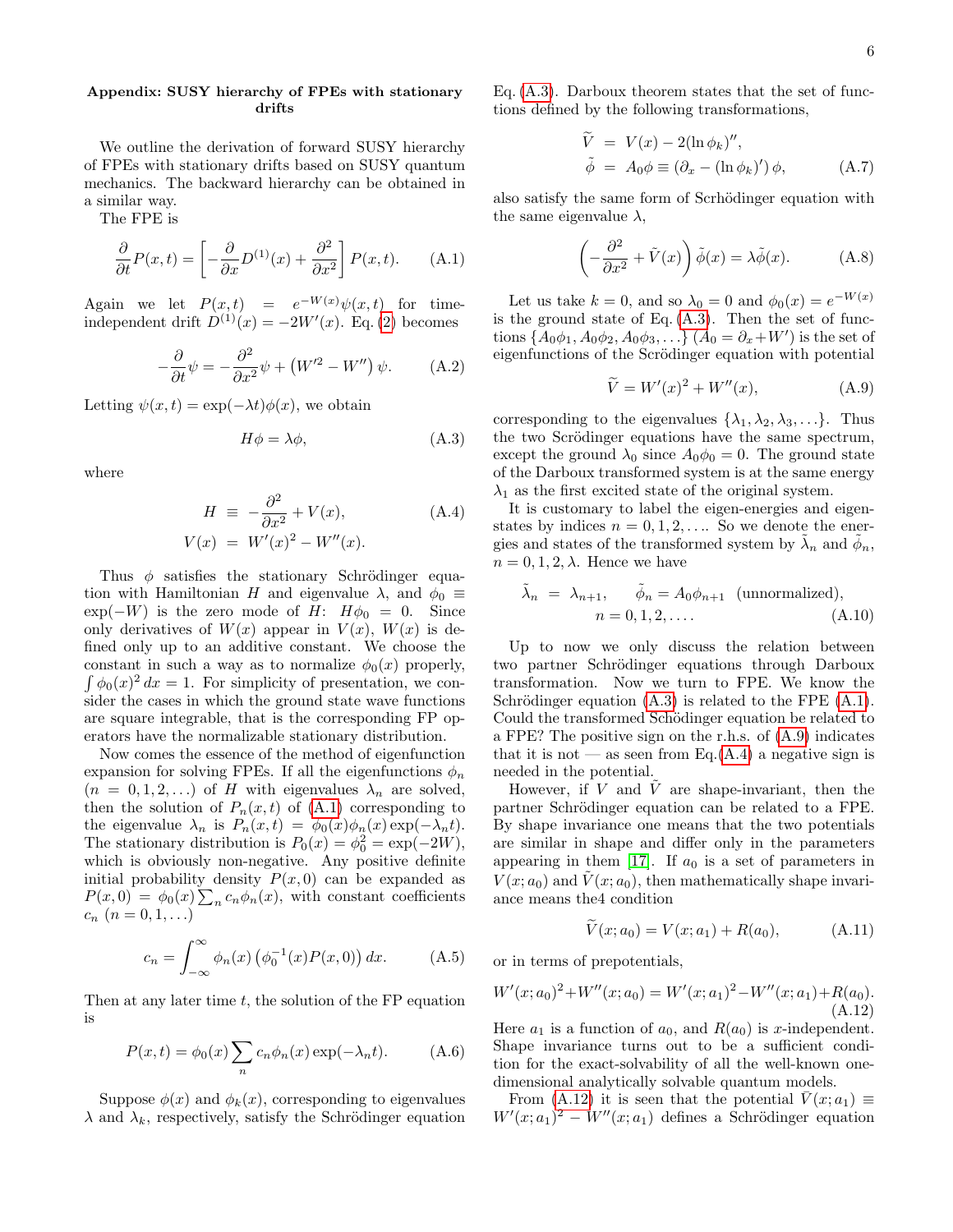### Appendix: SUSY hierarchy of FPEs with stationary drifts

We outline the derivation of forward SUSY hierarchy of FPEs with stationary drifts based on SUSY quantum mechanics. The backward hierarchy can be obtained in a similar way.

The FPE is

$$\frac{\partial}{\partial t}P(x,t) = \left[-\frac{\partial}{\partial x}D^{(1)}(x) + \frac{\partial^2}{\partial x^2}\right]P(x,t). \tag{A.1}$$

Again we let $P(x,t) = e^{-W(x)}\psi(x,t)$ for time-independent drift $D^{(1)}(x) = -2W'(x)$. Eq. (2) becomes

$$-\frac{\partial}{\partial t}\psi = -\frac{\partial^2}{\partial x^2}\psi + \left(W'^2 - W''\right)\psi. \tag{A.2}$$

Letting $\psi(x,t) = \exp(-\lambda t)\phi(x)$, we obtain

$$H\phi = \lambda\phi, \tag{A.3}$$

where

$$\begin{aligned} H &\equiv -\frac{\partial^2}{\partial x^2} + V(x), \\ V(x) &= W'(x)^2 - W''(x). \end{aligned} \tag{A.4}$$

Thus $\phi$ satisfies the stationary Schrödinger equation with Hamiltonian $H$ and eigenvalue $\lambda$, and $\phi_0 \equiv \exp(-W)$ is the zero mode of $H$: $H\phi_0 = 0$. Since only derivatives of $W(x)$ appear in $V(x)$, $W(x)$ is defined only up to an additive constant. We choose the constant in such a way as to normalize $\phi_0(x)$ properly, $\int \phi_0(x)^2\,dx = 1$. For simplicity of presentation, we consider the cases in which the ground state wave functions are square integrable, that is the corresponding FP operators have the normalizable stationary distribution.

Now comes the essence of the method of eigenfunction expansion for solving FPEs. If all the eigenfunctions $\phi_n$ ($n = 0,1,2,\ldots$) of $H$ with eigenvalues $\lambda_n$ are solved, then the solution of $P_n(x,t)$ of (A.1) corresponding to the eigenvalue $\lambda_n$ is $P_n(x,t) = \phi_0(x)\phi_n(x)\exp(-\lambda_n t)$. The stationary distribution is $P_0(x) = \phi_0^2 = \exp(-2W)$, which is obviously non-negative. Any positive definite initial probability density $P(x,0)$ can be expanded as $P(x,0) = \phi_0(x)\sum_n c_n\phi_n(x)$, with constant coefficients $c_n$ ($n = 0,1,\ldots$)

$$c_n = \int_{-\infty}^{\infty}\phi_n(x)\left(\phi_0^{-1}(x)P(x,0)\right)dx. \tag{A.5}$$

Then at any later time $t$, the solution of the FP equation is

$$P(x,t) = \phi_0(x)\sum_n c_n\phi_n(x)\exp(-\lambda_n t). \tag{A.6}$$

Suppose $\phi(x)$ and $\phi_k(x)$, corresponding to eigenvalues $\lambda$ and $\lambda_k$, respectively, satisfy the Schrödinger equation Eq. (A.3). Darboux theorem states that the set of functions defined by the following transformations,

$$\begin{aligned} \widetilde{V} &= V(x) - 2(\ln\phi_k)'', \\ \tilde{\phi} &= A_0\phi \equiv \left(\partial_x - (\ln\phi_k)'\right)\phi, \end{aligned} \tag{A.7}$$

also satisfy the same form of Scrhödinger equation with the same eigenvalue $\lambda$,

$$\left(-\frac{\partial^2}{\partial x^2} + \tilde{V}(x)\right)\tilde{\phi}(x) = \lambda\tilde{\phi}(x). \tag{A.8}$$

Let us take $k = 0$, and so $\lambda_0 = 0$ and $\phi_0(x) = e^{-W(x)}$ is the ground state of Eq. (A.3). Then the set of functions $\{A_0\phi_1, A_0\phi_2, A_0\phi_3,\ldots\}$ ($A_0 = \partial_x + W'$) is the set of eigenfunctions of the Scrödinger equation with potential

$$\widetilde{V} = W'(x)^2 + W''(x), \tag{A.9}$$

corresponding to the eigenvalues $\{\lambda_1,\lambda_2,\lambda_3,\ldots\}$. Thus the two Scrödinger equations have the same spectrum, except the ground $\lambda_0$ since $A_0\phi_0 = 0$. The ground state of the Darboux transformed system is at the same energy $\lambda_1$ as the first excited state of the original system.

It is customary to label the eigen-energies and eigenstates by indices $n = 0,1,2,\ldots$. So we denote the energies and states of the transformed system by $\tilde{\lambda}_n$ and $\tilde{\phi}_n$, $n = 0,1,2,\lambda$. Hence we have

$$\tilde{\lambda}_n = \lambda_{n+1}, \qquad \tilde{\phi}_n = A_0\phi_{n+1} \ \text{(unnormalized)}, \qquad n = 0,1,2,\ldots. \tag{A.10}$$

Up to now we only discuss the relation between two partner Schrödinger equations through Darboux transformation. Now we turn to FPE. We know the Schrödinger equation (A.3) is related to the FPE (A.1). Could the transformed Schödinger equation be related to a FPE? The positive sign on the r.h.s. of (A.9) indicates that it is not — as seen from Eq.(A.4) a negative sign is needed in the potential.

However, if $V$ and $\tilde{V}$ are shape-invariant, then the partner Schrödinger equation can be related to a FPE. By shape invariance one means that the two potentials are similar in shape and differ only in the parameters appearing in them [17]. If $a_0$ is a set of parameters in $V(x;a_0)$ and $\tilde{V}(x;a_0)$, then mathematically shape invariance means the4 condition

$$\widetilde{V}(x;a_0) = V(x;a_1) + R(a_0), \tag{A.11}$$

or in terms of prepotentials,

$$W'(x;a_0)^2 + W''(x;a_0) = W'(x;a_1)^2 - W''(x;a_1) + R(a_0). \tag{A.12}$$

Here $a_1$ is a function of $a_0$, and $R(a_0)$ is $x$-independent. Shape invariance turns out to be a sufficient condition for the exact-solvability of all the well-known one-dimensional analytically solvable quantum models.

From (A.12) it is seen that the potential $\tilde{V}(x;a_1) \equiv W'(x;a_1)^2 - W''(x;a_1)$ defines a Schrödinger equation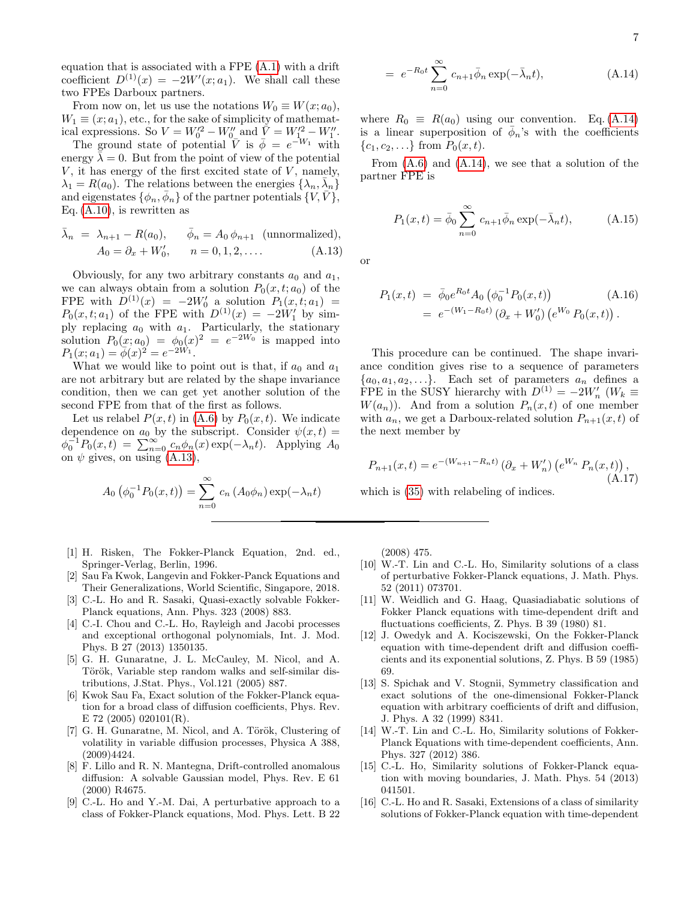equation that is associated with a FPE (A.1) with a drift coefficient $D^{(1)}(x) = -2W'(x; a_1)$. We shall call these two FPEs Darboux partners.

From now on, let us use the notations $W_0 \equiv W(x; a_0)$, $W_1 \equiv (x; a_1)$, etc., for the sake of simplicity of mathematical expressions. So $V = W_0'^2 - W_0''$ and $\bar{V} = W_1'^2 - W_1''$.

The ground state of potential $\bar{V}$ is $\bar{\phi} = e^{-W_1}$ with energy $\bar{\lambda} = 0$. But from the point of view of the potential $V$, it has energy of the first excited state of $V$, namely, $\lambda_1 = R(a_0)$. The relations between the energies $\{\lambda_n, \bar{\lambda}_n\}$ and eigenstates $\{\phi_n, \bar{\phi}_n\}$ of the partner potentials $\{V, \bar{V}\}$, Eq. (A.10), is rewritten as

$$
\begin{aligned}
\bar{\lambda}_n &= \lambda_{n+1} - R(a_0), \qquad \bar{\phi}_n = A_0\, \phi_{n+1} \quad \text{(unnormalized)}, \\
A_0 &= \partial_x + W_0', \qquad n = 0, 1, 2, \ldots . \qquad \text{(A.13)}
\end{aligned}
$$

Obviously, for any two arbitrary constants $a_0$ and $a_1$, we can always obtain from a solution $P_0(x, t; a_0)$ of the FPE with $D^{(1)}(x) = -2W_0'$ a solution $P_1(x, t; a_1) = P_0(x, t; a_1)$ of the FPE with $D^{(1)}(x) = -2W_1'$ by simply replacing $a_0$ with $a_1$. Particularly, the stationary solution $P_0(x; a_0) = \phi_0(x)^2 = e^{-2W_0}$ is mapped into $P_1(x; a_1) = \bar{\phi}(x)^2 = e^{-2W_1}$.

What we would like to point out is that, if $a_0$ and $a_1$ are not arbitrary but are related by the shape invariance condition, then we can get yet another solution of the second FPE from that of the first as follows.

Let us relabel $P(x, t)$ in (A.6) by $P_0(x, t)$. We indicate dependence on $a_0$ by the subscript. Consider $\psi(x, t) = \phi_0^{-1} P_0(x, t) = \sum_{n=0}^{\infty} c_n \phi_n(x) \exp(-\lambda_n t)$. Applying $A_0$ on $\psi$ gives, on using (A.13),

$$
\begin{aligned}
A_0 \left(\phi_0^{-1} P_0(x, t)\right) &= \sum_{n=0}^{\infty} c_n \left(A_0 \phi_n\right) \exp(-\lambda_n t) \\
&= e^{-R_0 t} \sum_{n=0}^{\infty} c_{n+1} \bar{\phi}_n \exp(-\bar{\lambda}_n t), \qquad \text{(A.14)}
\end{aligned}
$$

where $R_0 \equiv R(a_0)$ using our convention. Eq. (A.14) is a linear superposition of $\bar{\phi}_n$'s with the coefficients $\{c_1, c_2, \ldots\}$ from $P_0(x, t)$.

From (A.6) and (A.14), we see that a solution of the partner FPE is

$$
P_1(x, t) = \bar{\phi}_0 \sum_{n=0}^{\infty} c_{n+1} \bar{\phi}_n \exp(-\bar{\lambda}_n t), \qquad \text{(A.15)}
$$

or

$$
\begin{aligned}
P_1(x, t) &= \bar{\phi}_0 e^{R_0 t} A_0 \left(\phi_0^{-1} P_0(x, t)\right) \qquad \text{(A.16)} \\
&= e^{-(W_1 - R_0 t)} \left(\partial_x + W_0'\right) \left(e^{W_0}\, P_0(x, t)\right).
\end{aligned}
$$

This procedure can be continued. The shape invariance condition gives rise to a sequence of parameters $\{a_0, a_1, a_2, \ldots\}$. Each set of parameters $a_n$ defines a FPE in the SUSY hierarchy with $D^{(1)} = -2W_n'$ ($W_k \equiv W(a_n)$). And from a solution $P_n(x, t)$ of one member with $a_n$, we get a Darboux-related solution $P_{n+1}(x, t)$ of the next member by

$$
P_{n+1}(x, t) = e^{-(W_{n+1} - R_n t)} \left(\partial_x + W_n'\right) \left(e^{W_n}\, P_n(x, t)\right), \qquad \text{(A.17)}
$$

which is (35) with relabeling of indices.

---

[1] H. Risken, The Fokker-Planck Equation, 2nd. ed., Springer-Verlag, Berlin, 1996.

[2] Sau Fa Kwok, Langevin and Fokker-Panck Equations and Their Generalizations, World Scientific, Singapore, 2018.

[3] C.-L. Ho and R. Sasaki, Quasi-exactly solvable Fokker-Planck equations, Ann. Phys. 323 (2008) 883.

[4] C.-I. Chou and C.-L. Ho, Rayleigh and Jacobi processes and exceptional orthogonal polynomials, Int. J. Mod. Phys. B 27 (2013) 1350135.

[5] G. H. Gunaratne, J. L. McCauley, M. Nicol, and A. Török, Variable step random walks and self-similar distributions, J.Stat. Phys., Vol.121 (2005) 887.

[6] Kwok Sau Fa, Exact solution of the Fokker-Planck equation for a broad class of diffusion coefficients, Phys. Rev. E 72 (2005) 020101(R).

[7] G. H. Gunaratne, M. Nicol, and A. Török, Clustering of volatility in variable diffusion processes, Physica A 388, (2009)4424.

[8] F. Lillo and R. N. Mantegna, Drift-controlled anomalous diffusion: A solvable Gaussian model, Phys. Rev. E 61 (2000) R4675.

[9] C.-L. Ho and Y.-M. Dai, A perturbative approach to a class of Fokker-Planck equations, Mod. Phys. Lett. B 22 (2008) 475.

[10] W.-T. Lin and C.-L. Ho, Similarity solutions of a class of perturbative Fokker-Planck equations, J. Math. Phys. 52 (2011) 073701.

[11] W. Weidlich and G. Haag, Quasiadiabatic solutions of Fokker Planck equations with time-dependent drift and fluctuations coefficients, Z. Phys. B 39 (1980) 81.

[12] J. Owedyk and A. Kociszewski, On the Fokker-Planck equation with time-dependent drift and diffusion coefficients and its exponential solutions, Z. Phys. B 59 (1985) 69.

[13] S. Spichak and V. Stognii, Symmetry classification and exact solutions of the one-dimensional Fokker-Planck equation with arbitrary coefficients of drift and diffusion, J. Phys. A 32 (1999) 8341.

[14] W.-T. Lin and C.-L. Ho, Similarity solutions of Fokker-Planck Equations with time-dependent coefficients, Ann. Phys. 327 (2012) 386.

[15] C.-L. Ho, Similarity solutions of Fokker-Planck equation with moving boundaries, J. Math. Phys. 54 (2013) 041501.

[16] C.-L. Ho and R. Sasaki, Extensions of a class of similarity solutions of Fokker-Planck equation with time-dependent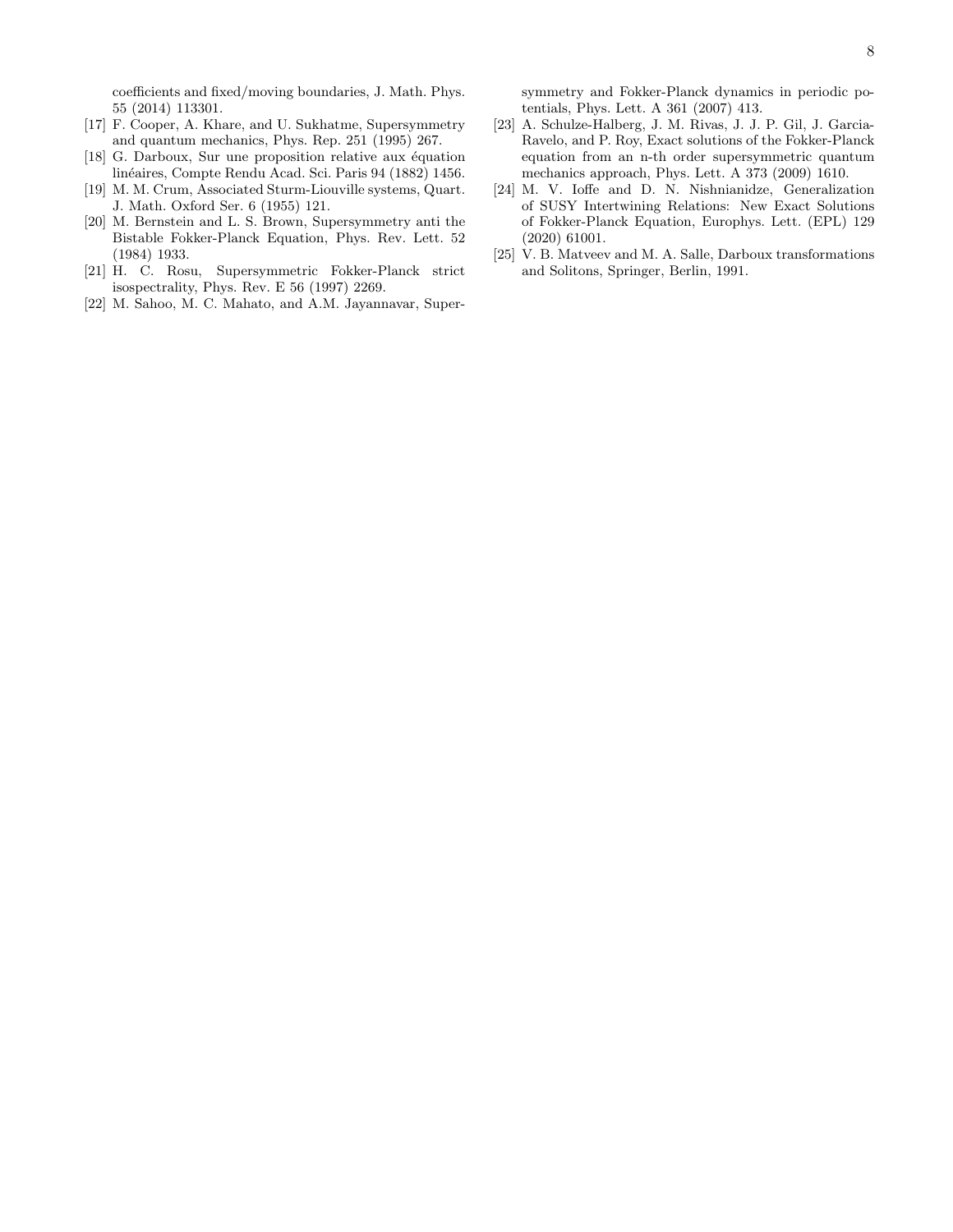coefficients and fixed/moving boundaries, J. Math. Phys. 55 (2014) 113301.

[17] F. Cooper, A. Khare, and U. Sukhatme, Supersymmetry and quantum mechanics, Phys. Rep. 251 (1995) 267.

[18] G. Darboux, Sur une proposition relative aux équation linéaires, Compte Rendu Acad. Sci. Paris 94 (1882) 1456.

[19] M. M. Crum, Associated Sturm-Liouville systems, Quart. J. Math. Oxford Ser. 6 (1955) 121.

[20] M. Bernstein and L. S. Brown, Supersymmetry anti the Bistable Fokker-Planck Equation, Phys. Rev. Lett. 52 (1984) 1933.

[21] H. C. Rosu, Supersymmetric Fokker-Planck strict isospectrality, Phys. Rev. E 56 (1997) 2269.

[22] M. Sahoo, M. C. Mahato, and A.M. Jayannavar, Supersymmetry and Fokker-Planck dynamics in periodic potentials, Phys. Lett. A 361 (2007) 413.

[23] A. Schulze-Halberg, J. M. Rivas, J. J. P. Gil, J. Garcia-Ravelo, and P. Roy, Exact solutions of the Fokker-Planck equation from an n-th order supersymmetric quantum mechanics approach, Phys. Lett. A 373 (2009) 1610.

[24] M. V. Ioffe and D. N. Nishnianidze, Generalization of SUSY Intertwining Relations: New Exact Solutions of Fokker-Planck Equation, Europhys. Lett. (EPL) 129 (2020) 61001.

[25] V. B. Matveev and M. A. Salle, Darboux transformations and Solitons, Springer, Berlin, 1991.